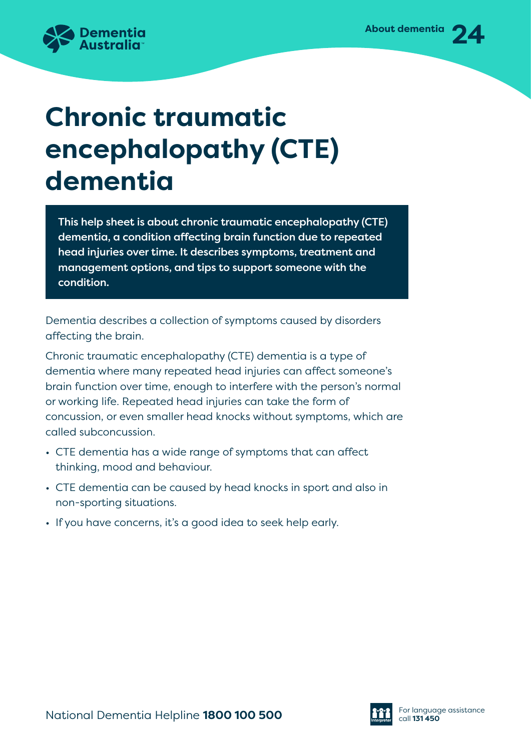# Chronic traumatic encephalopathy (CTE) dementia

**This help sheet is about chronic traumatic encephalopathy (CTE) dementia, a condition affecting brain function due to repeated head injuries over time. It describes symptoms, treatment and management options, and tips to support someone with the condition.**

Dementia describes a collection of symptoms caused by disorders affecting the brain.

Chronic traumatic encephalopathy (CTE) dementia is a type of dementia where many repeated head injuries can affect someone's brain function over time, enough to interfere with the person's normal or working life. Repeated head injuries can take the form of concussion, or even smaller head knocks without symptoms, which are called subconcussion.

- CTE dementia has a wide range of symptoms that can affect thinking, mood and behaviour.
- CTE dementia can be caused by head knocks in sport and also in non-sporting situations.
- If you have concerns, it's a good idea to seek help early.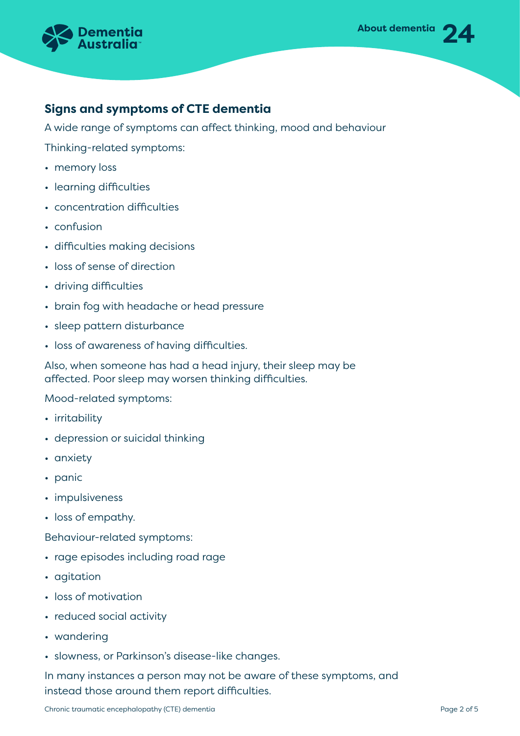## Signs and symptoms of CTE dementia

A wide range of symptoms can affect thinking, mood and behaviour

Thinking-related symptoms:

- memory loss
- learning difficulties
- concentration difficulties
- confusion
- difficulties making decisions
- loss of sense of direction
- driving difficulties
- brain fog with headache or head pressure
- sleep pattern disturbance
- loss of awareness of having difficulties.

Also, when someone has had a head injury, their sleep may be affected. Poor sleep may worsen thinking difficulties.

Mood-related symptoms:

- irritability
- depression or suicidal thinking
- anxiety
- panic
- impulsiveness
- loss of empathy.

Behaviour-related symptoms:

- rage episodes including road rage
- agitation
- loss of motivation
- reduced social activity
- wandering
- slowness, or Parkinson's disease-like changes.

In many instances a person may not be aware of these symptoms, and instead those around them report difficulties.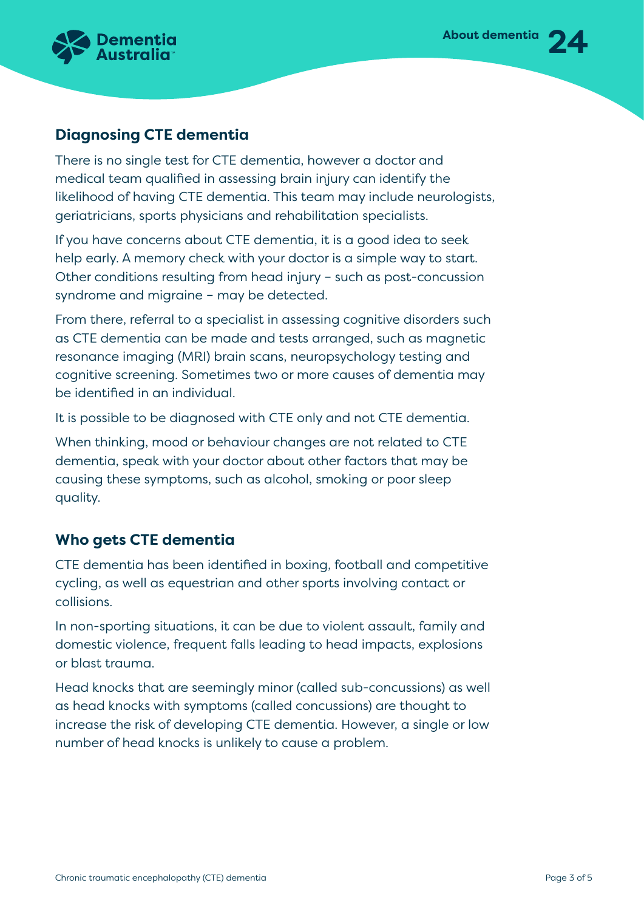## Diagnosing CTE dementia

There is no single test for CTE dementia, however a doctor and medical team qualified in assessing brain injury can identify the likelihood of having CTE dementia. This team may include neurologists, geriatricians, sports physicians and rehabilitation specialists.

If you have concerns about CTE dementia, it is a good idea to seek help early. A memory check with your doctor is a simple way to start. Other conditions resulting from head injury – such as post-concussion syndrome and migraine – may be detected.

From there, referral to a specialist in assessing cognitive disorders such as CTE dementia can be made and tests arranged, such as magnetic resonance imaging (MRI) brain scans, neuropsychology testing and cognitive screening. Sometimes two or more causes of dementia may be identified in an individual.

It is possible to be diagnosed with CTE only and not CTE dementia.

When thinking, mood or behaviour changes are not related to CTE dementia, speak with your doctor about other factors that may be causing these symptoms, such as alcohol, smoking or poor sleep quality.

## Who gets CTE dementia

CTE dementia has been identified in boxing, football and competitive cycling, as well as equestrian and other sports involving contact or collisions.

In non-sporting situations, it can be due to violent assault, family and domestic violence, frequent falls leading to head impacts, explosions or blast trauma.

Head knocks that are seemingly minor (called sub-concussions) as well as head knocks with symptoms (called concussions) are thought to increase the risk of developing CTE dementia. However, a single or low number of head knocks is unlikely to cause a problem.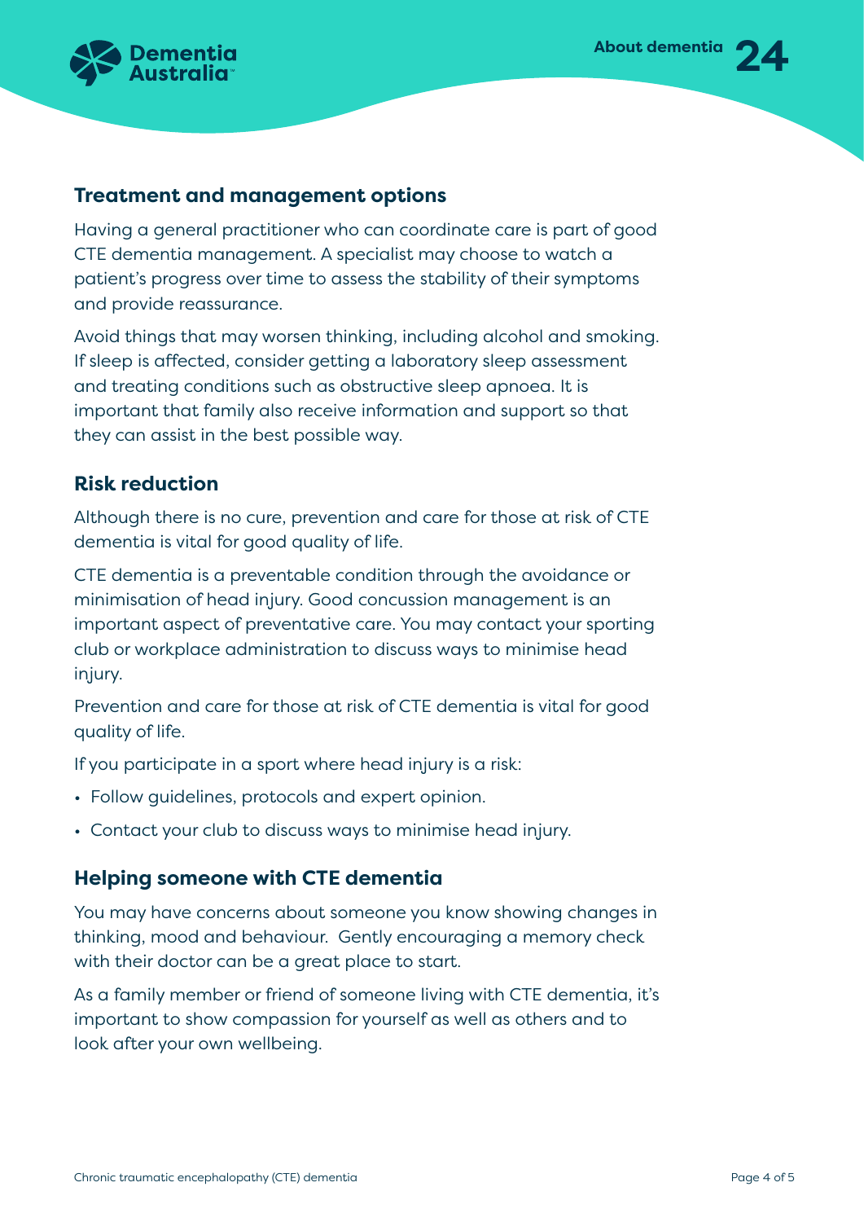## Treatment and management options

Having a general practitioner who can coordinate care is part of good CTE dementia management. A specialist may choose to watch a patient's progress over time to assess the stability of their symptoms and provide reassurance.

Avoid things that may worsen thinking, including alcohol and smoking. If sleep is affected, consider getting a laboratory sleep assessment and treating conditions such as obstructive sleep apnoea. It is important that family also receive information and support so that they can assist in the best possible way.

## Risk reduction

Although there is no cure, prevention and care for those at risk of CTE dementia is vital for good quality of life.

CTE dementia is a preventable condition through the avoidance or minimisation of head injury. Good concussion management is an important aspect of preventative care. You may contact your sporting club or workplace administration to discuss ways to minimise head injury.

Prevention and care for those at risk of CTE dementia is vital for good quality of life.

If you participate in a sport where head injury is a risk:

- Follow guidelines, protocols and expert opinion.
- Contact your club to discuss ways to minimise head injury.

## Helping someone with CTE dementia

You may have concerns about someone you know showing changes in thinking, mood and behaviour. Gently encouraging a memory check with their doctor can be a great place to start.

As a family member or friend of someone living with CTE dementia, it's important to show compassion for yourself as well as others and to look after your own wellbeing.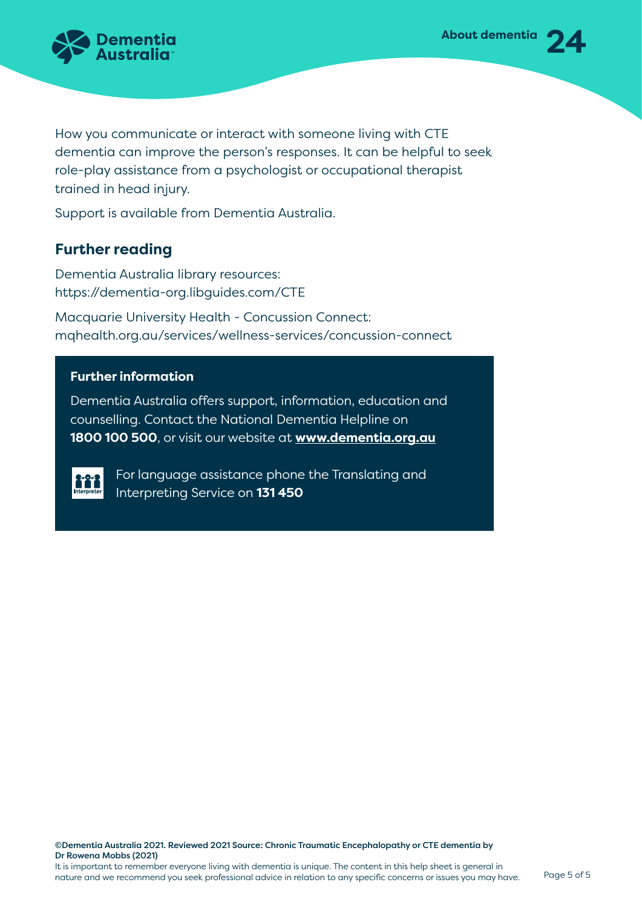How you communicate or interact with someone living with CTE dementia can improve the person's responses. It can be helpful to seek role-play assistance from a psychologist or occupational therapist trained in head injury.

Support is available from Dementia Australia.

## Further reading

Dementia Australia library resources:
https://dementia-org.libguides.com/CTE

Macquarie University Health - Concussion Connect:
mqhealth.org.au/services/wellness-services/concussion-connect

**Further information**

Dementia Australia offers support, information, education and counselling. Contact the National Dementia Helpline on **1800 100 500**, or visit our website at **www.dementia.org.au**

For language assistance phone the Translating and Interpreting Service on **131 450**

**©Dementia Australia 2021. Reviewed 2021 Source: Chronic Traumatic Encephalopathy or CTE dementia by Dr Rowena Mobbs (2021)**

It is important to remember everyone living with dementia is unique. The content in this help sheet is general in nature and we recommend you seek professional advice in relation to any specific concerns or issues you may have.